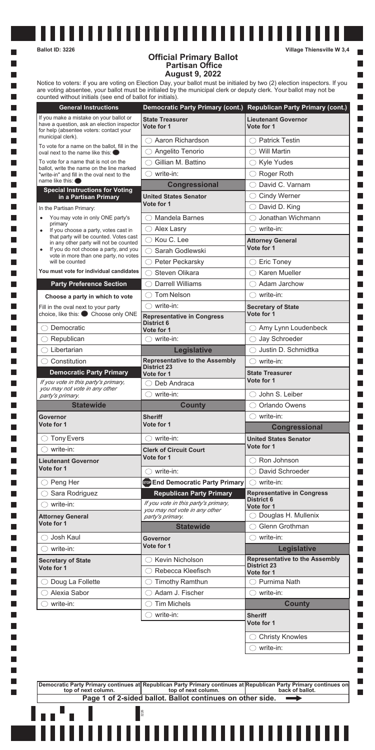Ballot ID: 3226

Village Thiensville W 3,4

# Official Primary Ballot
## Partisan Office
## August 9, 2022

Notice to voters: if you are voting on Election Day, your ballot must be initialed by two (2) election inspectors. If you are voting absentee, your ballot must be initialed by the municipal clerk or deputy clerk. Your ballot may not be counted without initials (see end of ballot for initials).

### General Instructions

If you make a mistake on your ballot or have a question, ask an election inspector for help (absentee voters: contact your municipal clerk).

To vote for a name on the ballot, fill in the oval next to the name like this: ⬤

To vote for a name that is not on the ballot, write the name on the line marked "write-in" and fill in the oval next to the name like this: ⬤

### Special Instructions for Voting in a Partisan Primary

In the Partisan Primary:

- You may vote in only ONE party's primary
- If you choose a party, votes cast in that party will be counted. Votes cast in any other party will not be counted
- If you do not choose a party, and you vote in more than one party, no votes will be counted

**You must vote for individual candidates**

### Party Preference Section

**Choose a party in which to vote**

Fill in the oval next to your party choice, like this: ⬤ Choose only ONE

- ◯ Democratic
- ◯ Republican
- ◯ Libertarian
- ◯ Constitution

### Democratic Party Primary

*If you vote in this party's primary, you may not vote in any other party's primary.*

#### Statewide

**Governor**
Vote for 1

- ◯ Tony Evers
- ◯ write-in:

**Lieutenant Governor**
Vote for 1

- ◯ Peng Her
- ◯ Sara Rodriguez
- ◯ write-in:

**Attorney General**
Vote for 1

- ◯ Josh Kaul
- ◯ write-in:

**Secretary of State**
Vote for 1

- ◯ Doug La Follette
- ◯ Alexia Sabor
- ◯ write-in:

**State Treasurer**
Vote for 1

- ◯ Aaron Richardson
- ◯ Angelito Tenorio
- ◯ Gillian M. Battino
- ◯ write-in:

#### Congressional

**United States Senator**
Vote for 1

- ◯ Mandela Barnes
- ◯ Alex Lasry
- ◯ Kou C. Lee
- ◯ Sarah Godlewski
- ◯ Peter Peckarsky
- ◯ Steven Olikara
- ◯ Darrell Williams
- ◯ Tom Nelson
- ◯ write-in:

**Representative in Congress District 6**
Vote for 1

- ◯ write-in:

#### Legislative

**Representative to the Assembly District 23**
Vote for 1

- ◯ Deb Andraca
- ◯ write-in:

#### County

**Sheriff**
Vote for 1

- ◯ write-in:

**Clerk of Circuit Court**
Vote for 1

- ◯ write-in:

**STOP End Democratic Party Primary**

### Republican Party Primary

*If you vote in this party's primary, you may not vote in any other party's primary.*

#### Statewide

**Governor**
Vote for 1

- ◯ Kevin Nicholson
- ◯ Rebecca Kleefisch
- ◯ Timothy Ramthun
- ◯ Adam J. Fischer
- ◯ Tim Michels
- ◯ write-in:

**Lieutenant Governor**
Vote for 1

- ◯ Patrick Testin
- ◯ Will Martin
- ◯ Kyle Yudes
- ◯ Roger Roth
- ◯ David C. Varnam
- ◯ Cindy Werner
- ◯ David D. King
- ◯ Jonathan Wichmann
- ◯ write-in:

**Attorney General**
Vote for 1

- ◯ Eric Toney
- ◯ Karen Mueller
- ◯ Adam Jarchow
- ◯ write-in:

**Secretary of State**
Vote for 1

- ◯ Amy Lynn Loudenbeck
- ◯ Jay Schroeder
- ◯ Justin D. Schmidtka
- ◯ write-in:

**State Treasurer**
Vote for 1

- ◯ John S. Leiber
- ◯ Orlando Owens
- ◯ write-in:

#### Congressional

**United States Senator**
Vote for 1

- ◯ Ron Johnson
- ◯ David Schroeder
- ◯ write-in:

**Representative in Congress District 6**
Vote for 1

- ◯ Douglas H. Mullenix
- ◯ Glenn Grothman
- ◯ write-in:

#### Legislative

**Representative to the Assembly District 23**
Vote for 1

- ◯ Purnima Nath
- ◯ write-in:

#### County

**Sheriff**
Vote for 1

- ◯ Christy Knowles
- ◯ write-in:

---

| Democratic Party Primary continues at top of next column. | Republican Party Primary continues at top of next column. | Republican Party Primary continues on back of ballot. |
|---|---|---|

**Page 1 of 2-sided ballot. Ballot continues on other side.** ➡

3226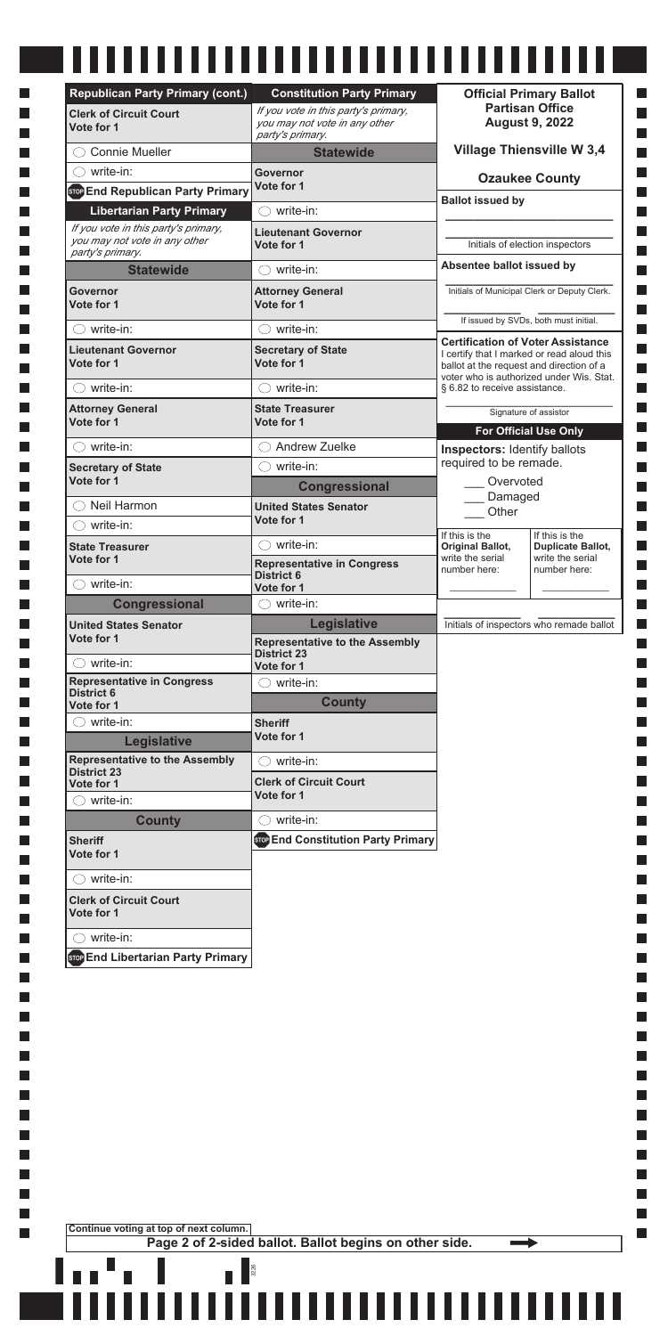## Republican Party Primary (cont.)

**Clerk of Circuit Court**
**Vote for 1**

○ Connie Mueller

○ write-in:

**STOP End Republican Party Primary**

## Libertarian Party Primary

*If you vote in this party's primary, you may not vote in any other party's primary.*

### Statewide

**Governor**
**Vote for 1**

○ write-in:

**Lieutenant Governor**
**Vote for 1**

○ write-in:

**Attorney General**
**Vote for 1**

○ write-in:

**Secretary of State**
**Vote for 1**

○ Neil Harmon

○ write-in:

**State Treasurer**
**Vote for 1**

○ write-in:

### Congressional

**United States Senator**
**Vote for 1**

○ write-in:

**Representative in Congress**
**District 6**
**Vote for 1**

○ write-in:

### Legislative

**Representative to the Assembly**
**District 23**
**Vote for 1**

○ write-in:

### County

**Sheriff**
**Vote for 1**

○ write-in:

**Clerk of Circuit Court**
**Vote for 1**

○ write-in:

**STOP End Libertarian Party Primary**

## Constitution Party Primary

*If you vote in this party's primary, you may not vote in any other party's primary.*

### Statewide

**Governor**
**Vote for 1**

○ write-in:

**Lieutenant Governor**
**Vote for 1**

○ write-in:

**Attorney General**
**Vote for 1**

○ write-in:

**Secretary of State**
**Vote for 1**

○ write-in:

**State Treasurer**
**Vote for 1**

○ Andrew Zuelke

○ write-in:

### Congressional

**United States Senator**
**Vote for 1**

○ write-in:

**Representative in Congress**
**District 6**
**Vote for 1**

○ write-in:

### Legislative

**Representative to the Assembly**
**District 23**
**Vote for 1**

○ write-in:

### County

**Sheriff**
**Vote for 1**

○ write-in:

**Clerk of Circuit Court**
**Vote for 1**

○ write-in:

**STOP End Constitution Party Primary**

## Official Primary Ballot
**Partisan Office**
**August 9, 2022**

**Village Thiensville W 3,4**

**Ozaukee County**

**Ballot issued by**

Initials of election inspectors

**Absentee ballot issued by**

Initials of Municipal Clerk or Deputy Clerk.

If issued by SVDs, both must initial.

**Certification of Voter Assistance**
I certify that I marked or read aloud this ballot at the request and direction of a voter who is authorized under Wis. Stat. § 6.82 to receive assistance.

Signature of assistor

**For Official Use Only**

**Inspectors:** Identify ballots required to be remade.

___ Overvoted
___ Damaged
___ Other

| If this is the **Original Ballot,** write the serial number here: | If this is the **Duplicate Ballot,** write the serial number here: |
|---|---|
| | |

Initials of inspectors who remade ballot

**Continue voting at top of next column.**

**Page 2 of 2-sided ballot. Ballot begins on other side.**